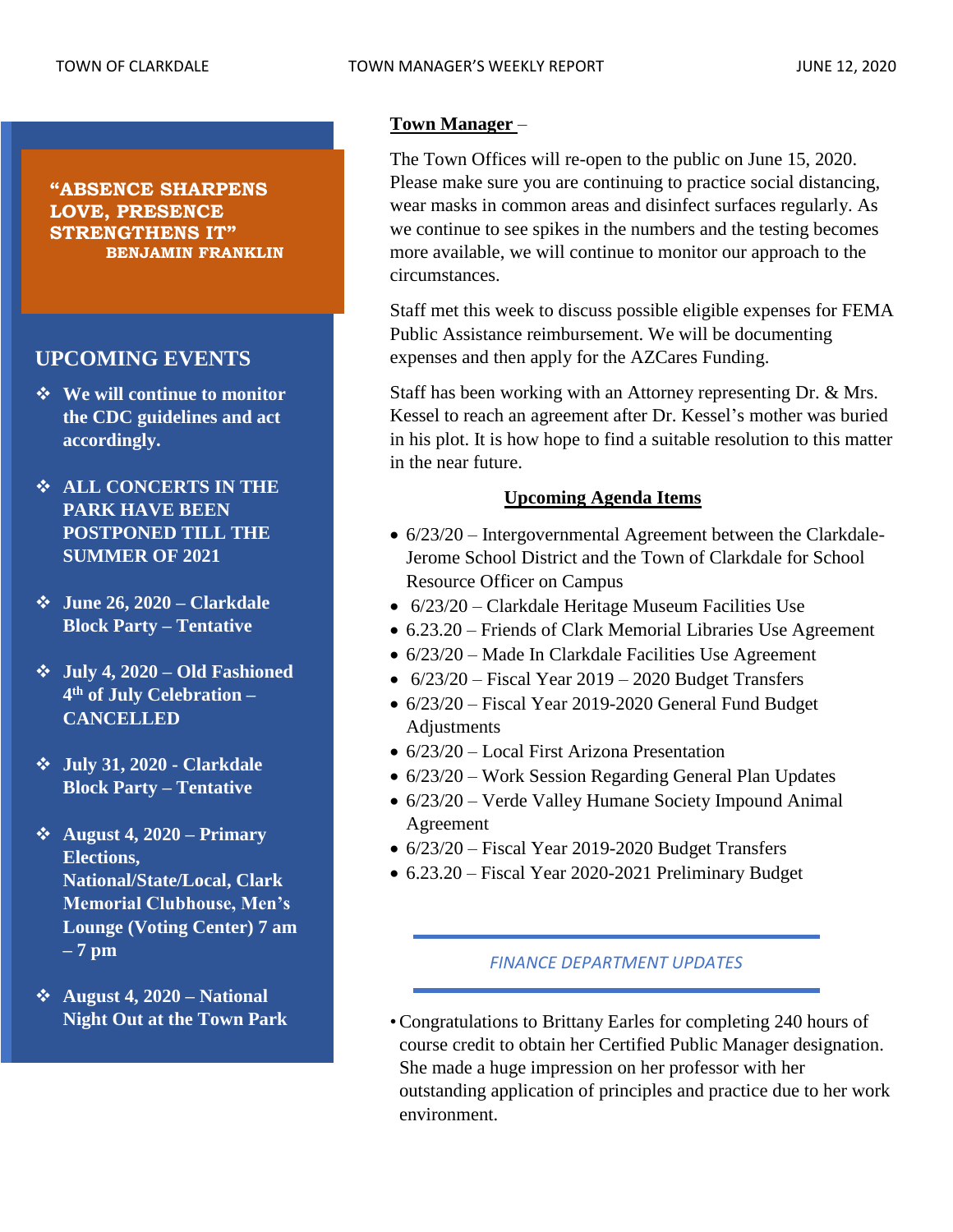**“ABSENCE SHARPENS LOVE, PRESENCE STRENGTHENS IT”**
**BENJAMIN FRANKLIN**

## UPCOMING EVENTS

- **We will continue to monitor the CDC guidelines and act accordingly.**
- **ALL CONCERTS IN THE PARK HAVE BEEN POSTPONED TILL THE SUMMER OF 2021**
- **June 26, 2020 – Clarkdale Block Party – Tentative**
- **July 4, 2020 – Old Fashioned 4th of July Celebration – CANCELLED**
- **July 31, 2020 - Clarkdale Block Party – Tentative**
- **August 4, 2020 – Primary Elections, National/State/Local, Clark Memorial Clubhouse, Men’s Lounge (Voting Center) 7 am – 7 pm**
- **August 4, 2020 – National Night Out at the Town Park**

## Town Manager –

The Town Offices will re-open to the public on June 15, 2020. Please make sure you are continuing to practice social distancing, wear masks in common areas and disinfect surfaces regularly. As we continue to see spikes in the numbers and the testing becomes more available, we will continue to monitor our approach to the circumstances.

Staff met this week to discuss possible eligible expenses for FEMA Public Assistance reimbursement. We will be documenting expenses and then apply for the AZCares Funding.

Staff has been working with an Attorney representing Dr. & Mrs. Kessel to reach an agreement after Dr. Kessel’s mother was buried in his plot. It is how hope to find a suitable resolution to this matter in the near future.

### Upcoming Agenda Items

- 6/23/20 – Intergovernmental Agreement between the Clarkdale-Jerome School District and the Town of Clarkdale for School Resource Officer on Campus
- 6/23/20 – Clarkdale Heritage Museum Facilities Use
- 6.23.20 – Friends of Clark Memorial Libraries Use Agreement
- 6/23/20 – Made In Clarkdale Facilities Use Agreement
- 6/23/20 – Fiscal Year 2019 – 2020 Budget Transfers
- 6/23/20 – Fiscal Year 2019-2020 General Fund Budget Adjustments
- 6/23/20 – Local First Arizona Presentation
- 6/23/20 – Work Session Regarding General Plan Updates
- 6/23/20 – Verde Valley Humane Society Impound Animal Agreement
- 6/23/20 – Fiscal Year 2019-2020 Budget Transfers
- 6.23.20 – Fiscal Year 2020-2021 Preliminary Budget

## *FINANCE DEPARTMENT UPDATES*

- Congratulations to Brittany Earles for completing 240 hours of course credit to obtain her Certified Public Manager designation. She made a huge impression on her professor with her outstanding application of principles and practice due to her work environment.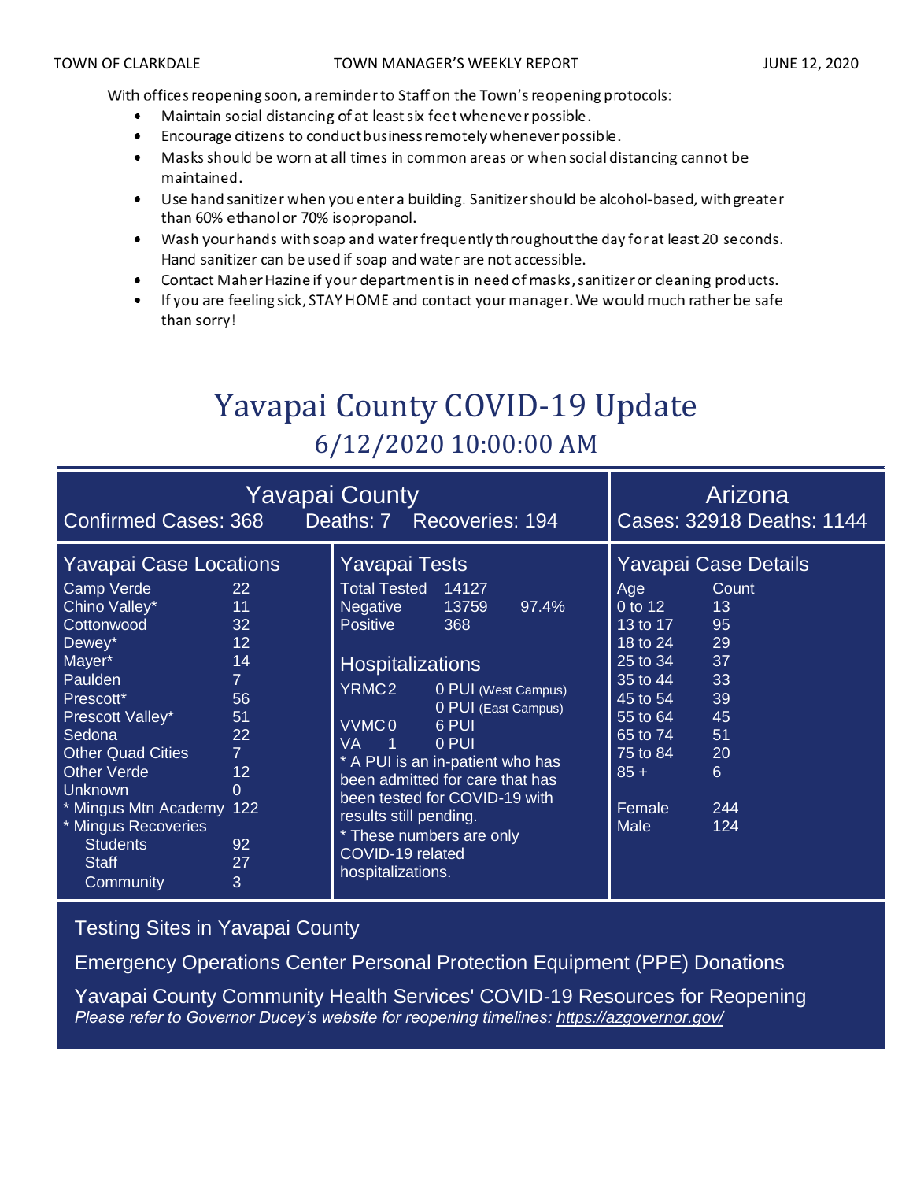With offices reopening soon, a reminder to Staff on the Town's reopening protocols:

- Maintain social distancing of at least six feet whenever possible.
- Encourage citizens to conduct business remotely whenever possible.
- Masks should be worn at all times in common areas or when social distancing cannot be maintained.
- Use hand sanitizer when you enter a building. Sanitizer should be alcohol-based, with greater than 60% ethanol or 70% isopropanol.
- Wash your hands with soap and water frequently throughout the day for at least 20 seconds. Hand sanitizer can be used if soap and water are not accessible.
- Contact Maher Hazine if your department is in need of masks, sanitizer or cleaning products.
- If you are feeling sick, STAY HOME and contact your manager. We would much rather be safe than sorry!

# Yavapai County COVID-19 Update

## 6/12/2020 10:00:00 AM

### Yavapai County

Confirmed Cases: 368 Deaths: 7 Recoveries: 194

### Arizona

Cases: 32918 Deaths: 1144

### Yavapai Case Locations

| Location | Cases |
|---|---|
| Camp Verde | 22 |
| Chino Valley* | 11 |
| Cottonwood | 32 |
| Dewey* | 12 |
| Mayer* | 14 |
| Paulden | 7 |
| Prescott* | 56 |
| Prescott Valley* | 51 |
| Sedona | 22 |
| Other Quad Cities | 7 |
| Other Verde | 12 |
| Unknown | 0 |
| * Mingus Mtn Academy | 122 |
| * Mingus Recoveries | |
| Students | 92 |
| Staff | 27 |
| Community | 3 |

### Yavapai Tests

| | | |
|---|---|---|
| Total Tested | 14127 | |
| Negative | 13759 | 97.4% |
| Positive | 368 | |

### Hospitalizations

| | |
|---|---|
| YRMC 2 | 0 PUI (West Campus) |
| | 0 PUI (East Campus) |
| VVMC 0 | 6 PUI |
| VA 1 | 0 PUI |

* A PUI is an in-patient who has been admitted for care that has been tested for COVID-19 with results still pending.
* These numbers are only COVID-19 related hospitalizations.

### Yavapai Case Details

| Age | Count |
|---|---|
| 0 to 12 | 13 |
| 13 to 17 | 95 |
| 18 to 24 | 29 |
| 25 to 34 | 37 |
| 35 to 44 | 33 |
| 45 to 54 | 39 |
| 55 to 64 | 45 |
| 65 to 74 | 51 |
| 75 to 84 | 20 |
| 85 + | 6 |
| Female | 244 |
| Male | 124 |

Testing Sites in Yavapai County

Emergency Operations Center Personal Protection Equipment (PPE) Donations

Yavapai County Community Health Services' COVID-19 Resources for Reopening

*Please refer to Governor Ducey's website for reopening timelines: https://azgovernor.gov/*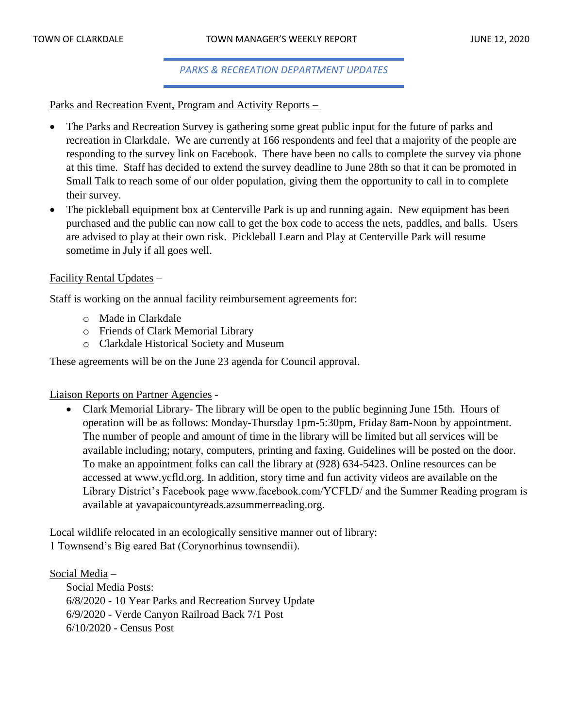## *PARKS & RECREATION DEPARTMENT UPDATES*

Parks and Recreation Event, Program and Activity Reports –

- The Parks and Recreation Survey is gathering some great public input for the future of parks and recreation in Clarkdale. We are currently at 166 respondents and feel that a majority of the people are responding to the survey link on Facebook. There have been no calls to complete the survey via phone at this time. Staff has decided to extend the survey deadline to June 28th so that it can be promoted in Small Talk to reach some of our older population, giving them the opportunity to call in to complete their survey.
- The pickleball equipment box at Centerville Park is up and running again. New equipment has been purchased and the public can now call to get the box code to access the nets, paddles, and balls. Users are advised to play at their own risk. Pickleball Learn and Play at Centerville Park will resume sometime in July if all goes well.

Facility Rental Updates –

Staff is working on the annual facility reimbursement agreements for:

- Made in Clarkdale
- Friends of Clark Memorial Library
- Clarkdale Historical Society and Museum

These agreements will be on the June 23 agenda for Council approval.

Liaison Reports on Partner Agencies -

- Clark Memorial Library- The library will be open to the public beginning June 15th. Hours of operation will be as follows: Monday-Thursday 1pm-5:30pm, Friday 8am-Noon by appointment. The number of people and amount of time in the library will be limited but all services will be available including; notary, computers, printing and faxing. Guidelines will be posted on the door. To make an appointment folks can call the library at (928) 634-5423. Online resources can be accessed at www.ycfld.org. In addition, story time and fun activity videos are available on the Library District's Facebook page www.facebook.com/YCFLD/ and the Summer Reading program is available at yavapaicountyreads.azsummerreading.org.

Local wildlife relocated in an ecologically sensitive manner out of library:
1 Townsend's Big eared Bat (Corynorhinus townsendii).

Social Media –

Social Media Posts:
6/8/2020 - 10 Year Parks and Recreation Survey Update
6/9/2020 - Verde Canyon Railroad Back 7/1 Post
6/10/2020 - Census Post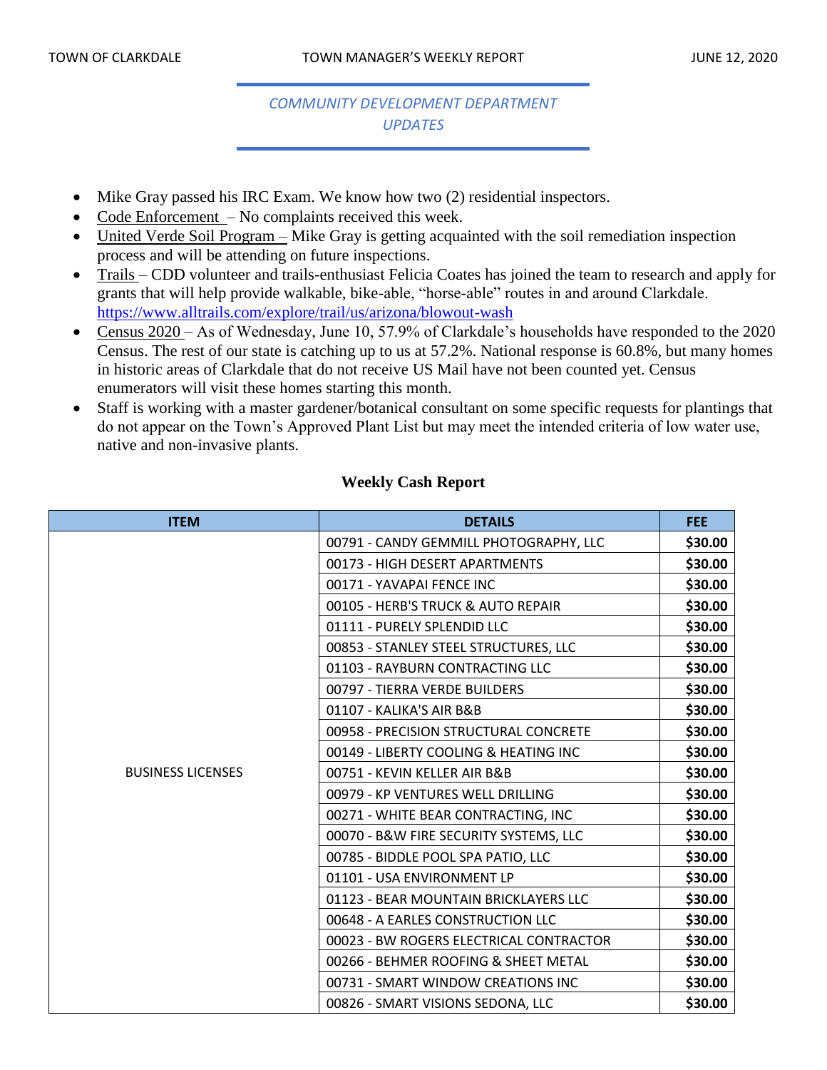## COMMUNITY DEVELOPMENT DEPARTMENT UPDATES

- Mike Gray passed his IRC Exam. We know how two (2) residential inspectors.
- Code Enforcement – No complaints received this week.
- United Verde Soil Program – Mike Gray is getting acquainted with the soil remediation inspection process and will be attending on future inspections.
- Trails – CDD volunteer and trails-enthusiast Felicia Coates has joined the team to research and apply for grants that will help provide walkable, bike-able, "horse-able" routes in and around Clarkdale. https://www.alltrails.com/explore/trail/us/arizona/blowout-wash
- Census 2020 – As of Wednesday, June 10, 57.9% of Clarkdale's households have responded to the 2020 Census. The rest of our state is catching up to us at 57.2%. National response is 60.8%, but many homes in historic areas of Clarkdale that do not receive US Mail have not been counted yet. Census enumerators will visit these homes starting this month.
- Staff is working with a master gardener/botanical consultant on some specific requests for plantings that do not appear on the Town's Approved Plant List but may meet the intended criteria of low water use, native and non-invasive plants.

### Weekly Cash Report

| ITEM | DETAILS | FEE |
|---|---|---|
| BUSINESS LICENSES | 00791 - CANDY GEMMILL PHOTOGRAPHY, LLC | $30.00 |
| | 00173 - HIGH DESERT APARTMENTS | $30.00 |
| | 00171 - YAVAPAI FENCE INC | $30.00 |
| | 00105 - HERB'S TRUCK & AUTO REPAIR | $30.00 |
| | 01111 - PURELY SPLENDID LLC | $30.00 |
| | 00853 - STANLEY STEEL STRUCTURES, LLC | $30.00 |
| | 01103 - RAYBURN CONTRACTING LLC | $30.00 |
| | 00797 - TIERRA VERDE BUILDERS | $30.00 |
| | 01107 - KALIKA'S AIR B&B | $30.00 |
| | 00958 - PRECISION STRUCTURAL CONCRETE | $30.00 |
| | 00149 - LIBERTY COOLING & HEATING INC | $30.00 |
| | 00751 - KEVIN KELLER AIR B&B | $30.00 |
| | 00979 - KP VENTURES WELL DRILLING | $30.00 |
| | 00271 - WHITE BEAR CONTRACTING, INC | $30.00 |
| | 00070 - B&W FIRE SECURITY SYSTEMS, LLC | $30.00 |
| | 00785 - BIDDLE POOL SPA PATIO, LLC | $30.00 |
| | 01101 - USA ENVIRONMENT LP | $30.00 |
| | 01123 - BEAR MOUNTAIN BRICKLAYERS LLC | $30.00 |
| | 00648 - A EARLES CONSTRUCTION LLC | $30.00 |
| | 00023 - BW ROGERS ELECTRICAL CONTRACTOR | $30.00 |
| | 00266 - BEHMER ROOFING & SHEET METAL | $30.00 |
| | 00731 - SMART WINDOW CREATIONS INC | $30.00 |
| | 00826 - SMART VISIONS SEDONA, LLC | $30.00 |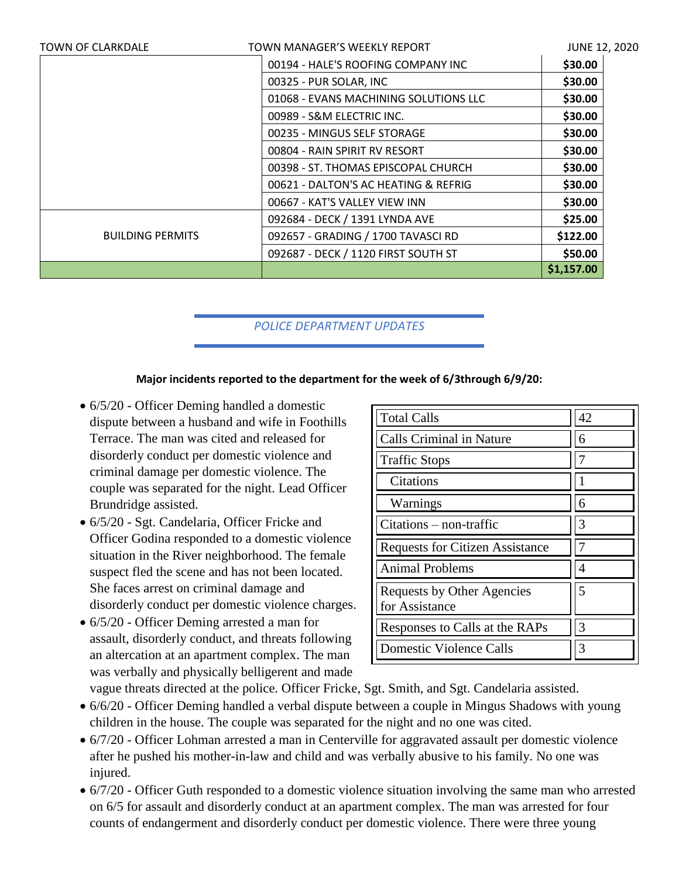| | | |
|---|---|---|
| | 00194 - HALE'S ROOFING COMPANY INC | **$30.00** |
| | 00325 - PUR SOLAR, INC | **$30.00** |
| | 01068 - EVANS MACHINING SOLUTIONS LLC | **$30.00** |
| | 00989 - S&M ELECTRIC INC. | **$30.00** |
| | 00235 - MINGUS SELF STORAGE | **$30.00** |
| | 00804 - RAIN SPIRIT RV RESORT | **$30.00** |
| | 00398 - ST. THOMAS EPISCOPAL CHURCH | **$30.00** |
| | 00621 - DALTON'S AC HEATING & REFRIG | **$30.00** |
| | 00667 - KAT'S VALLEY VIEW INN | **$30.00** |
| BUILDING PERMITS | 092684 - DECK / 1391 LYNDA AVE | **$25.00** |
| | 092657 - GRADING / 1700 TAVASCI RD | **$122.00** |
| | 092687 - DECK / 1120 FIRST SOUTH ST | **$50.00** |
| | | **$1,157.00** |

## *POLICE DEPARTMENT UPDATES*

**Major incidents reported to the department for the week of 6/3through 6/9/20:**

| | |
|---|---|
| Total Calls | 42 |
| Calls Criminal in Nature | 6 |
| Traffic Stops | 7 |
| Citations | 1 |
| Warnings | 6 |
| Citations – non-traffic | 3 |
| Requests for Citizen Assistance | 7 |
| Animal Problems | 4 |
| Requests by Other Agencies for Assistance | 5 |
| Responses to Calls at the RAPs | 3 |
| Domestic Violence Calls | 3 |

- 6/5/20 - Officer Deming handled a domestic dispute between a husband and wife in Foothills Terrace. The man was cited and released for disorderly conduct per domestic violence and criminal damage per domestic violence. The couple was separated for the night. Lead Officer Brundridge assisted.
- 6/5/20 - Sgt. Candelaria, Officer Fricke and Officer Godina responded to a domestic violence situation in the River neighborhood. The female suspect fled the scene and has not been located. She faces arrest on criminal damage and disorderly conduct per domestic violence charges.
- 6/5/20 - Officer Deming arrested a man for assault, disorderly conduct, and threats following an altercation at an apartment complex. The man was verbally and physically belligerent and made vague threats directed at the police. Officer Fricke, Sgt. Smith, and Sgt. Candelaria assisted.
- 6/6/20 - Officer Deming handled a verbal dispute between a couple in Mingus Shadows with young children in the house. The couple was separated for the night and no one was cited.
- 6/7/20 - Officer Lohman arrested a man in Centerville for aggravated assault per domestic violence after he pushed his mother-in-law and child and was verbally abusive to his family. No one was injured.
- 6/7/20 - Officer Guth responded to a domestic violence situation involving the same man who arrested on 6/5 for assault and disorderly conduct at an apartment complex. The man was arrested for four counts of endangerment and disorderly conduct per domestic violence. There were three young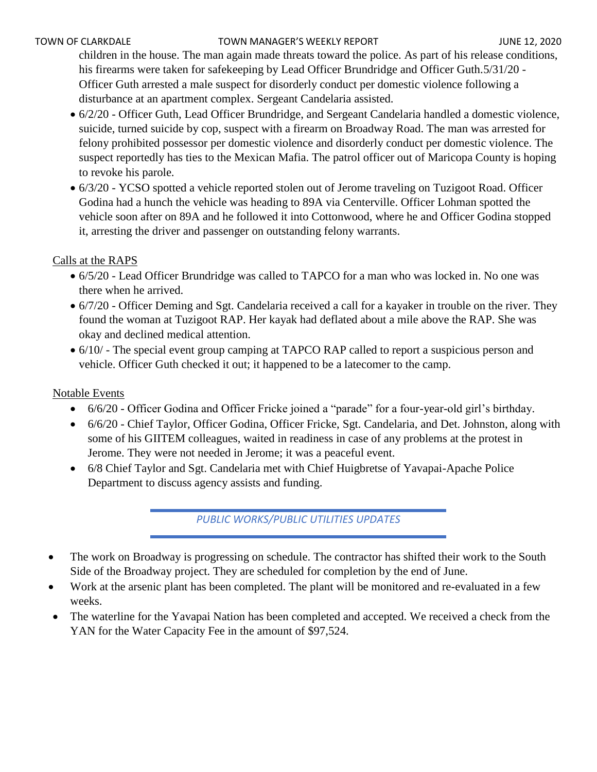children in the house. The man again made threats toward the police. As part of his release conditions, his firearms were taken for safekeeping by Lead Officer Brundridge and Officer Guth.5/31/20 - Officer Guth arrested a male suspect for disorderly conduct per domestic violence following a disturbance at an apartment complex. Sergeant Candelaria assisted.

- 6/2/20 - Officer Guth, Lead Officer Brundridge, and Sergeant Candelaria handled a domestic violence, suicide, turned suicide by cop, suspect with a firearm on Broadway Road. The man was arrested for felony prohibited possessor per domestic violence and disorderly conduct per domestic violence. The suspect reportedly has ties to the Mexican Mafia. The patrol officer out of Maricopa County is hoping to revoke his parole.
- 6/3/20 - YCSO spotted a vehicle reported stolen out of Jerome traveling on Tuzigoot Road. Officer Godina had a hunch the vehicle was heading to 89A via Centerville. Officer Lohman spotted the vehicle soon after on 89A and he followed it into Cottonwood, where he and Officer Godina stopped it, arresting the driver and passenger on outstanding felony warrants.

Calls at the RAPS

- 6/5/20 - Lead Officer Brundridge was called to TAPCO for a man who was locked in. No one was there when he arrived.
- 6/7/20 - Officer Deming and Sgt. Candelaria received a call for a kayaker in trouble on the river. They found the woman at Tuzigoot RAP. Her kayak had deflated about a mile above the RAP. She was okay and declined medical attention.
- 6/10/ - The special event group camping at TAPCO RAP called to report a suspicious person and vehicle. Officer Guth checked it out; it happened to be a latecomer to the camp.

Notable Events

- 6/6/20 - Officer Godina and Officer Fricke joined a "parade" for a four-year-old girl's birthday.
- 6/6/20 - Chief Taylor, Officer Godina, Officer Fricke, Sgt. Candelaria, and Det. Johnston, along with some of his GIITEM colleagues, waited in readiness in case of any problems at the protest in Jerome. They were not needed in Jerome; it was a peaceful event.
- 6/8 Chief Taylor and Sgt. Candelaria met with Chief Huigbretse of Yavapai-Apache Police Department to discuss agency assists and funding.

## *PUBLIC WORKS/PUBLIC UTILITIES UPDATES*

- The work on Broadway is progressing on schedule. The contractor has shifted their work to the South Side of the Broadway project. They are scheduled for completion by the end of June.
- Work at the arsenic plant has been completed. The plant will be monitored and re-evaluated in a few weeks.
- The waterline for the Yavapai Nation has been completed and accepted. We received a check from the YAN for the Water Capacity Fee in the amount of $97,524.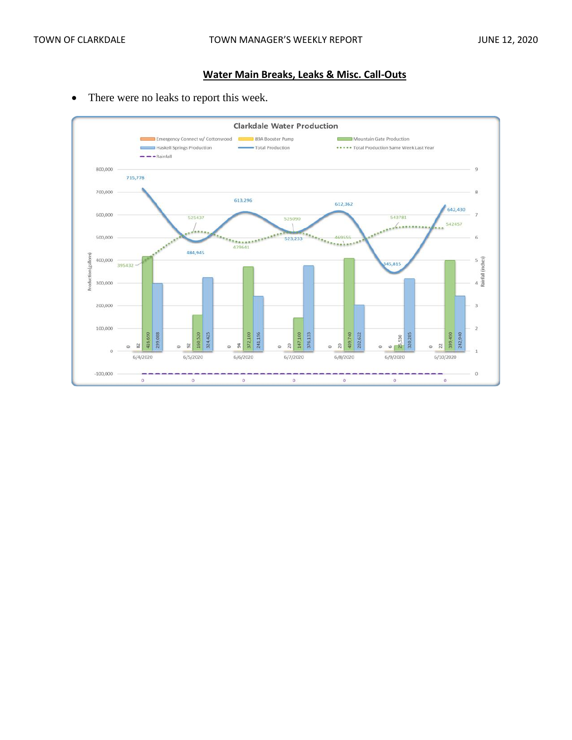## Water Main Breaks, Leaks & Misc. Call-Outs

- There were no leaks to report this week.

Clarkdale Water Production

Emergency Connect w/ Cottonwood
89A Booster Pump
Mountain Gate Production
Haskell Springs Production
Total Production
Total Production Same Week Last Year
Rainfall

Production (gallons)
Rainfall (inches)

800,000
700,000
600,000
500,000
400,000
300,000
200,000
100,000
0
-100,000

9
8
7
6
5
4
3
2
1
0

715,778
613,296
612,362
642,430
484,945
523,233
345,815
525437
525090
543781
542457
479641
469555
395432

0 82 416,690 299,088
0 92 160,520 324,425
0 94 372,100 241,196
0 20 147,100 376,133
0 20 409,740 202,622
0 6 25,530 320,285
0 22 399,490 242,940

6/4/2020
6/5/2020
6/6/2020
6/7/2020
6/8/2020
6/9/2020
6/10/2020

0 0 0 0 0 0 0